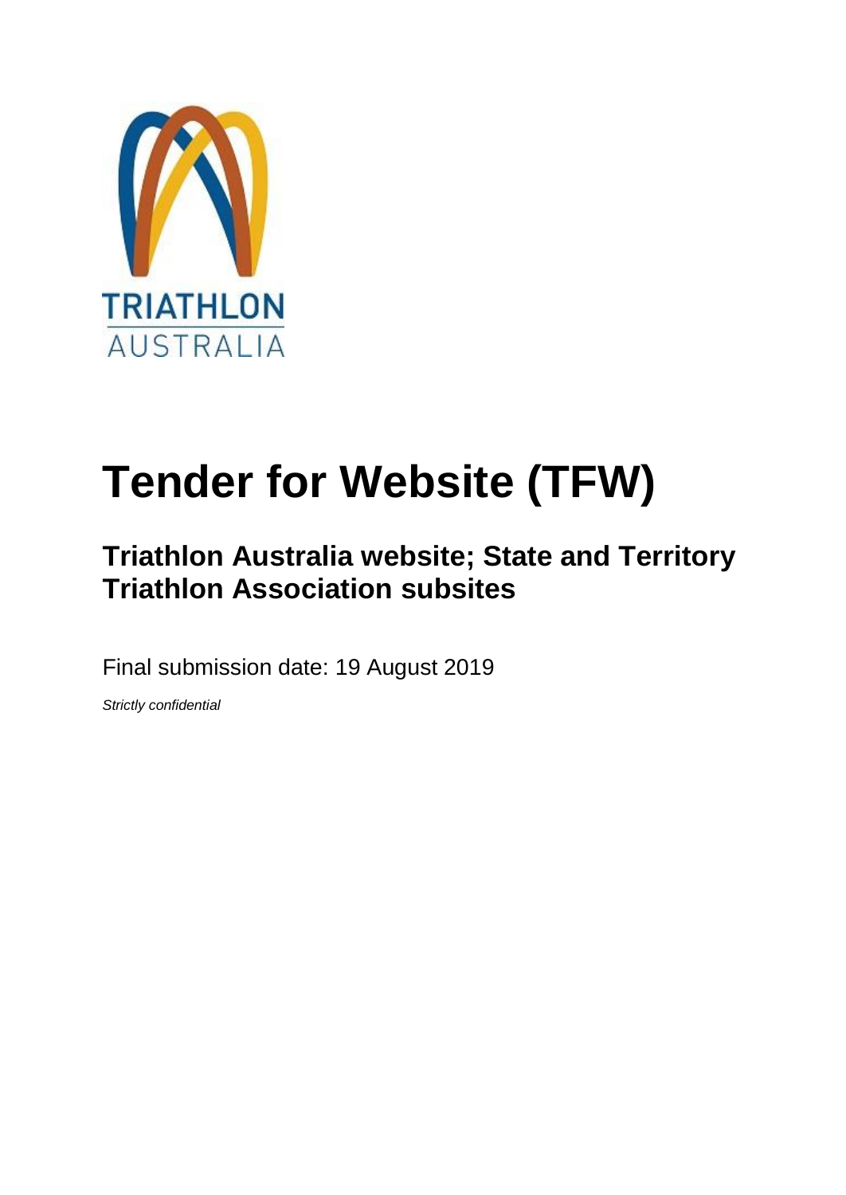TRIATHLON AUSTRALIA

# Tender for Website (TFW)

## Triathlon Australia website; State and Territory Triathlon Association subsites

Final submission date: 19 August 2019

*Strictly confidential*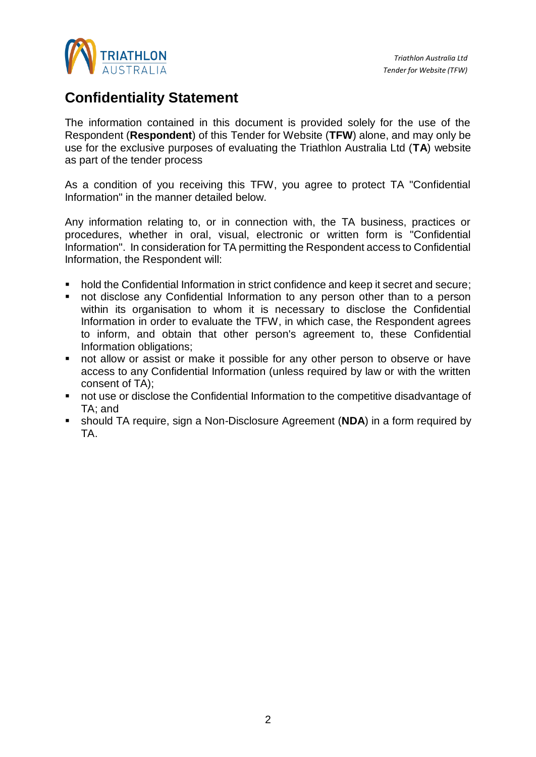## Confidentiality Statement

The information contained in this document is provided solely for the use of the Respondent (**Respondent**) of this Tender for Website (**TFW**) alone, and may only be use for the exclusive purposes of evaluating the Triathlon Australia Ltd (**TA**) website as part of the tender process

As a condition of you receiving this TFW, you agree to protect TA "Confidential Information" in the manner detailed below.

Any information relating to, or in connection with, the TA business, practices or procedures, whether in oral, visual, electronic or written form is "Confidential Information". In consideration for TA permitting the Respondent access to Confidential Information, the Respondent will:

- hold the Confidential Information in strict confidence and keep it secret and secure;
- not disclose any Confidential Information to any person other than to a person within its organisation to whom it is necessary to disclose the Confidential Information in order to evaluate the TFW, in which case, the Respondent agrees to inform, and obtain that other person's agreement to, these Confidential Information obligations;
- not allow or assist or make it possible for any other person to observe or have access to any Confidential Information (unless required by law or with the written consent of TA);
- not use or disclose the Confidential Information to the competitive disadvantage of TA; and
- should TA require, sign a Non-Disclosure Agreement (**NDA**) in a form required by TA.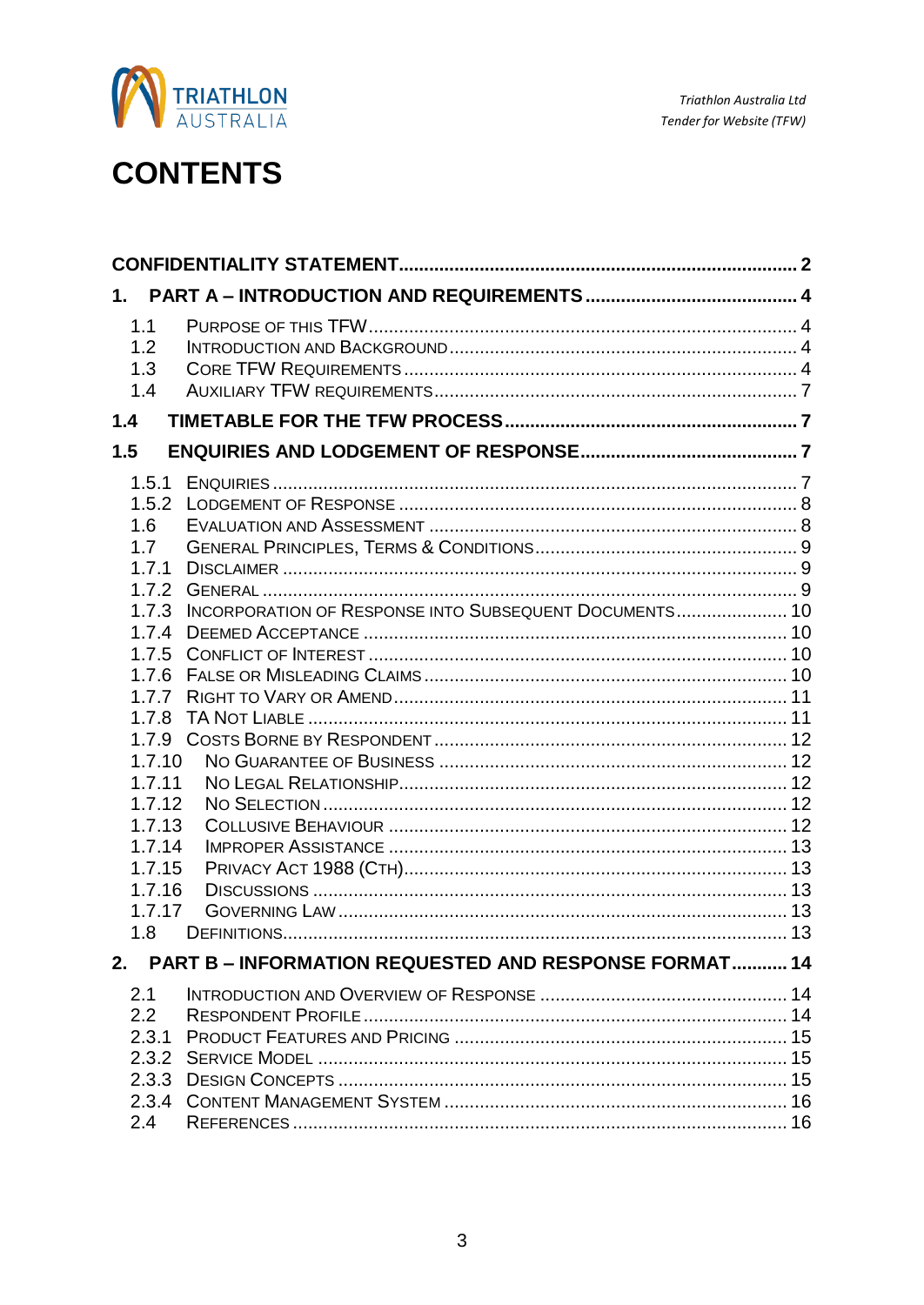# CONTENTS

**CONFIDENTIALITY STATEMENT** ..... **2**

**1. PART A – INTRODUCTION AND REQUIREMENTS** ..... **4**

- 1.1 Purpose of this TFW ..... 4
- 1.2 Introduction and Background ..... 4
- 1.3 Core TFW Requirements ..... 4
- 1.4 Auxiliary TFW requirements ..... 7

**1.4 TIMETABLE FOR THE TFW PROCESS** ..... **7**

**1.5 ENQUIRIES AND LODGEMENT OF RESPONSE** ..... **7**

- 1.5.1 Enquiries ..... 7
- 1.5.2 Lodgement of Response ..... 8
- 1.6 Evaluation and Assessment ..... 8
- 1.7 General Principles, Terms & Conditions ..... 9
- 1.7.1 Disclaimer ..... 9
- 1.7.2 General ..... 9
- 1.7.3 Incorporation of Response into Subsequent Documents ..... 10
- 1.7.4 Deemed Acceptance ..... 10
- 1.7.5 Conflict of Interest ..... 10
- 1.7.6 False or Misleading Claims ..... 10
- 1.7.7 Right to Vary or Amend ..... 11
- 1.7.8 TA Not Liable ..... 11
- 1.7.9 Costs Borne by Respondent ..... 12
- 1.7.10 No Guarantee of Business ..... 12
- 1.7.11 No Legal Relationship ..... 12
- 1.7.12 No Selection ..... 12
- 1.7.13 Collusive Behaviour ..... 12
- 1.7.14 Improper Assistance ..... 13
- 1.7.15 Privacy Act 1988 (Cth) ..... 13
- 1.7.16 Discussions ..... 13
- 1.7.17 Governing Law ..... 13
- 1.8 Definitions ..... 13

**2. PART B – INFORMATION REQUESTED AND RESPONSE FORMAT** ..... **14**

- 2.1 Introduction and Overview of Response ..... 14
- 2.2 Respondent Profile ..... 14
- 2.3.1 Product Features and Pricing ..... 15
- 2.3.2 Service Model ..... 15
- 2.3.3 Design Concepts ..... 15
- 2.3.4 Content Management System ..... 16
- 2.4 References ..... 16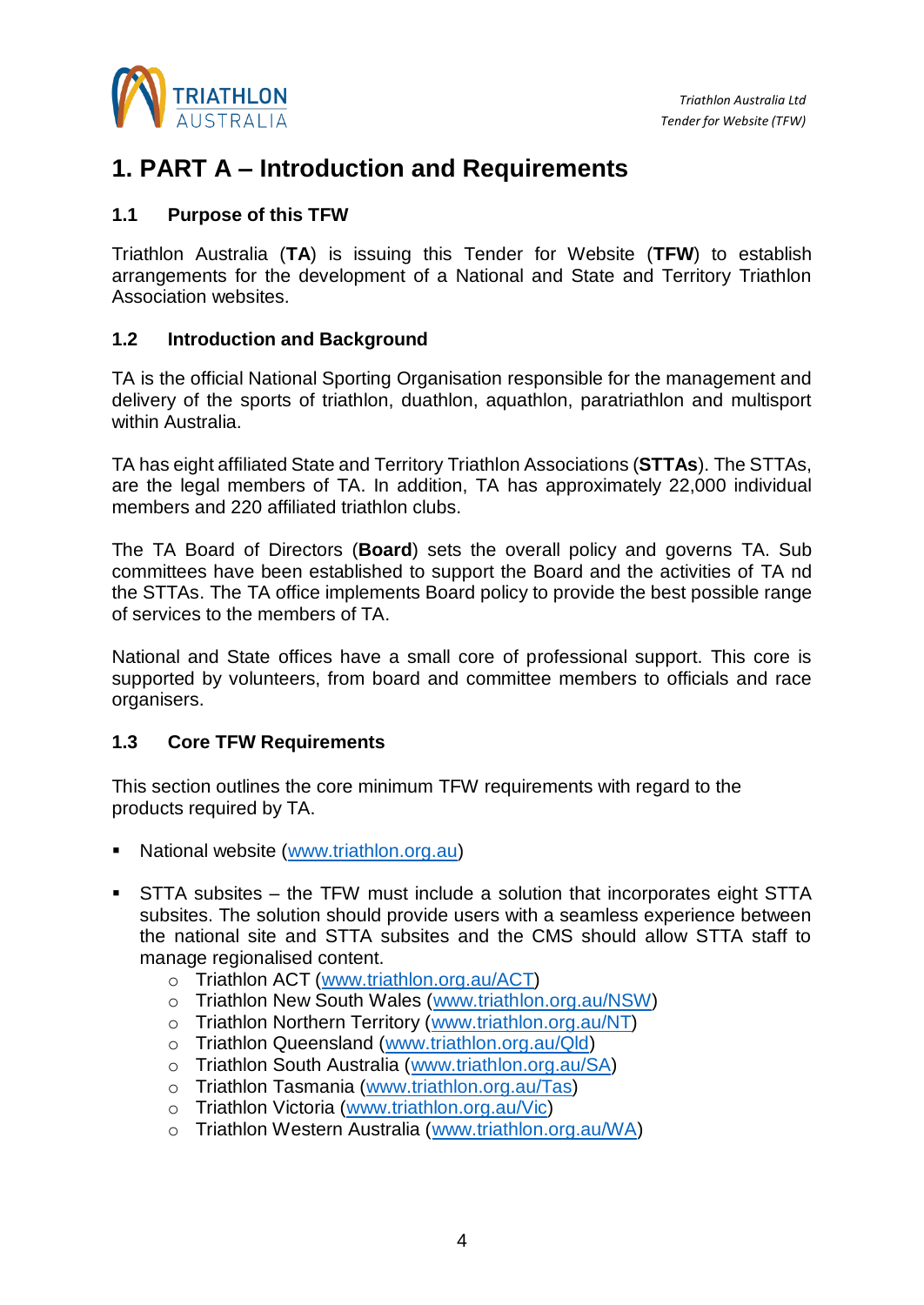# 1. PART A – Introduction and Requirements

## 1.1 Purpose of this TFW

Triathlon Australia (**TA**) is issuing this Tender for Website (**TFW**) to establish arrangements for the development of a National and State and Territory Triathlon Association websites.

## 1.2 Introduction and Background

TA is the official National Sporting Organisation responsible for the management and delivery of the sports of triathlon, duathlon, aquathlon, paratriathlon and multisport within Australia.

TA has eight affiliated State and Territory Triathlon Associations (**STTAs**). The STTAs, are the legal members of TA. In addition, TA has approximately 22,000 individual members and 220 affiliated triathlon clubs.

The TA Board of Directors (**Board**) sets the overall policy and governs TA. Sub committees have been established to support the Board and the activities of TA nd the STTAs. The TA office implements Board policy to provide the best possible range of services to the members of TA.

National and State offices have a small core of professional support. This core is supported by volunteers, from board and committee members to officials and race organisers.

## 1.3 Core TFW Requirements

This section outlines the core minimum TFW requirements with regard to the products required by TA.

- National website (www.triathlon.org.au)
- STTA subsites – the TFW must include a solution that incorporates eight STTA subsites. The solution should provide users with a seamless experience between the national site and STTA subsites and the CMS should allow STTA staff to manage regionalised content.
  - Triathlon ACT (www.triathlon.org.au/ACT)
  - Triathlon New South Wales (www.triathlon.org.au/NSW)
  - Triathlon Northern Territory (www.triathlon.org.au/NT)
  - Triathlon Queensland (www.triathlon.org.au/Qld)
  - Triathlon South Australia (www.triathlon.org.au/SA)
  - Triathlon Tasmania (www.triathlon.org.au/Tas)
  - Triathlon Victoria (www.triathlon.org.au/Vic)
  - Triathlon Western Australia (www.triathlon.org.au/WA)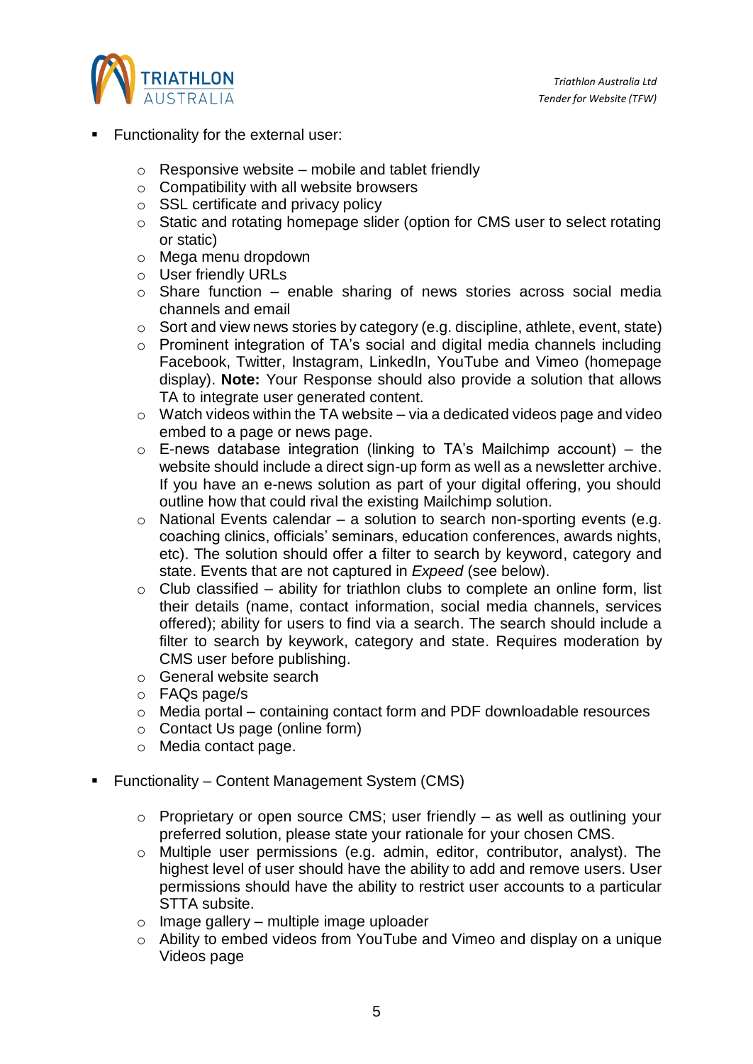- Functionality for the external user:

    - Responsive website – mobile and tablet friendly
    - Compatibility with all website browsers
    - SSL certificate and privacy policy
    - Static and rotating homepage slider (option for CMS user to select rotating or static)
    - Mega menu dropdown
    - User friendly URLs
    - Share function – enable sharing of news stories across social media channels and email
    - Sort and view news stories by category (e.g. discipline, athlete, event, state)
    - Prominent integration of TA's social and digital media channels including Facebook, Twitter, Instagram, LinkedIn, YouTube and Vimeo (homepage display). **Note:** Your Response should also provide a solution that allows TA to integrate user generated content.
    - Watch videos within the TA website – via a dedicated videos page and video embed to a page or news page.
    - E-news database integration (linking to TA's Mailchimp account) – the website should include a direct sign-up form as well as a newsletter archive. If you have an e-news solution as part of your digital offering, you should outline how that could rival the existing Mailchimp solution.
    - National Events calendar – a solution to search non-sporting events (e.g. coaching clinics, officials' seminars, education conferences, awards nights, etc). The solution should offer a filter to search by keyword, category and state. Events that are not captured in *Expeed* (see below).
    - Club classified – ability for triathlon clubs to complete an online form, list their details (name, contact information, social media channels, services offered); ability for users to find via a search. The search should include a filter to search by keyword, category and state. Requires moderation by CMS user before publishing.
    - General website search
    - FAQs page/s
    - Media portal – containing contact form and PDF downloadable resources
    - Contact Us page (online form)
    - Media contact page.

- Functionality – Content Management System (CMS)

    - Proprietary or open source CMS; user friendly – as well as outlining your preferred solution, please state your rationale for your chosen CMS.
    - Multiple user permissions (e.g. admin, editor, contributor, analyst). The highest level of user should have the ability to add and remove users. User permissions should have the ability to restrict user accounts to a particular STTA subsite.
    - Image gallery – multiple image uploader
    - Ability to embed videos from YouTube and Vimeo and display on a unique Videos page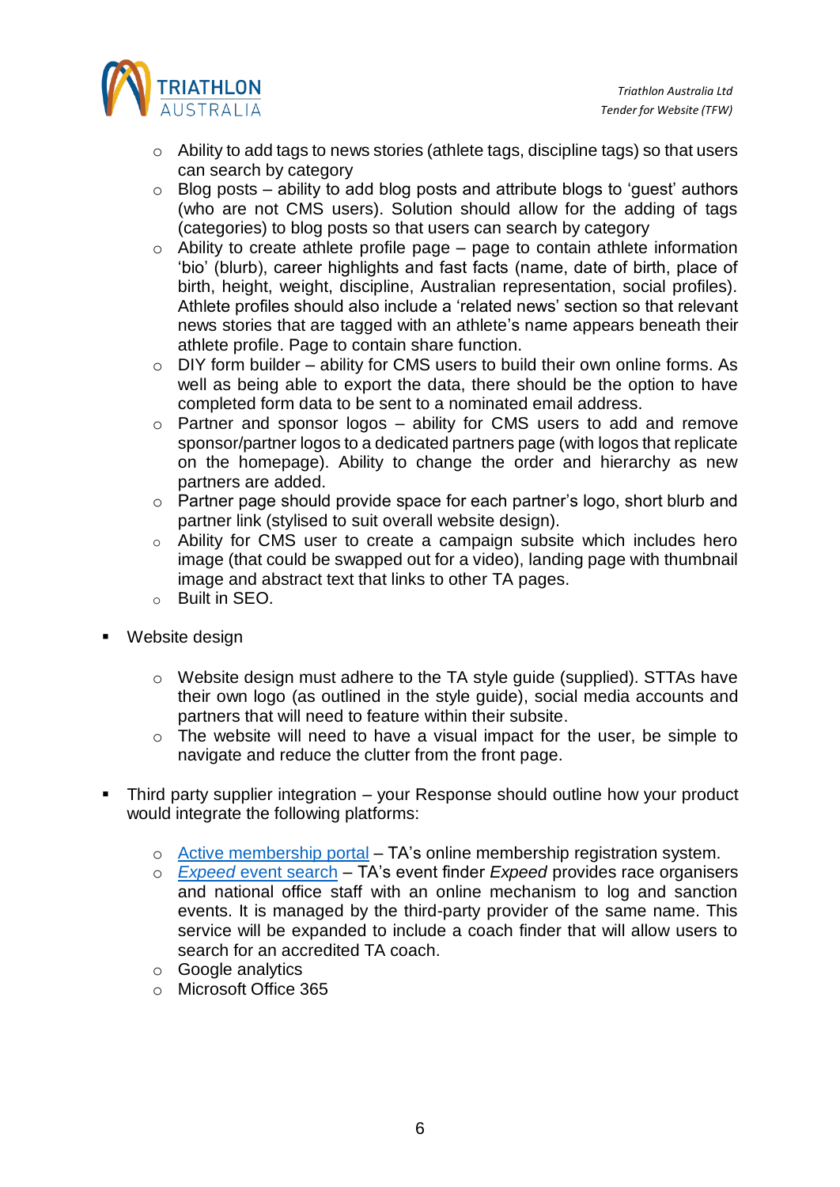- Ability to add tags to news stories (athlete tags, discipline tags) so that users can search by category
  - Blog posts – ability to add blog posts and attribute blogs to 'guest' authors (who are not CMS users). Solution should allow for the adding of tags (categories) to blog posts so that users can search by category
  - Ability to create athlete profile page – page to contain athlete information 'bio' (blurb), career highlights and fast facts (name, date of birth, place of birth, height, weight, discipline, Australian representation, social profiles). Athlete profiles should also include a 'related news' section so that relevant news stories that are tagged with an athlete's name appears beneath their athlete profile. Page to contain share function.
  - DIY form builder – ability for CMS users to build their own online forms. As well as being able to export the data, there should be the option to have completed form data to be sent to a nominated email address.
  - Partner and sponsor logos – ability for CMS users to add and remove sponsor/partner logos to a dedicated partners page (with logos that replicate on the homepage). Ability to change the order and hierarchy as new partners are added.
  - Partner page should provide space for each partner's logo, short blurb and partner link (stylised to suit overall website design).
  - Ability for CMS user to create a campaign subsite which includes hero image (that could be swapped out for a video), landing page with thumbnail image and abstract text that links to other TA pages.
  - Built in SEO.

- Website design

  - Website design must adhere to the TA style guide (supplied). STTAs have their own logo (as outlined in the style guide), social media accounts and partners that will need to feature within their subsite.
  - The website will need to have a visual impact for the user, be simple to navigate and reduce the clutter from the front page.

- Third party supplier integration – your Response should outline how your product would integrate the following platforms:

  - Active membership portal – TA's online membership registration system.
  - *Expeed* event search – TA's event finder *Expeed* provides race organisers and national office staff with an online mechanism to log and sanction events. It is managed by the third-party provider of the same name. This service will be expanded to include a coach finder that will allow users to search for an accredited TA coach.
  - Google analytics
  - Microsoft Office 365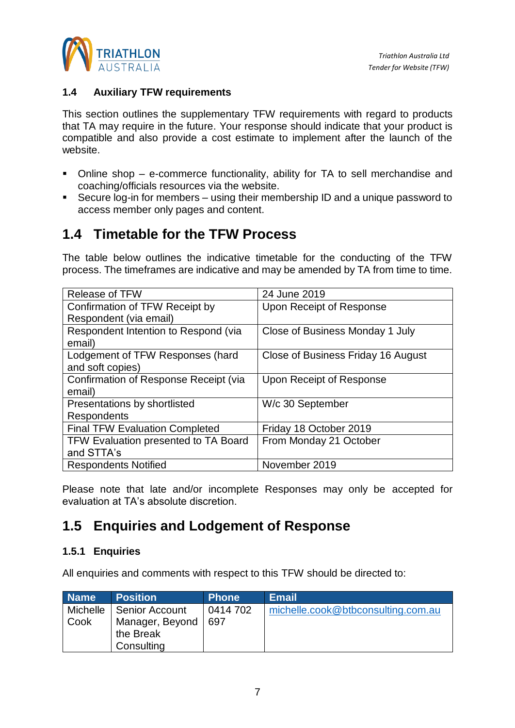### 1.4 Auxiliary TFW requirements

This section outlines the supplementary TFW requirements with regard to products that TA may require in the future. Your response should indicate that your product is compatible and also provide a cost estimate to implement after the launch of the website.

- Online shop – e-commerce functionality, ability for TA to sell merchandise and coaching/officials resources via the website.
- Secure log-in for members – using their membership ID and a unique password to access member only pages and content.

## 1.4 Timetable for the TFW Process

The table below outlines the indicative timetable for the conducting of the TFW process. The timeframes are indicative and may be amended by TA from time to time.

| | |
|---|---|
| Release of TFW | 24 June 2019 |
| Confirmation of TFW Receipt by Respondent (via email) | Upon Receipt of Response |
| Respondent Intention to Respond (via email) | Close of Business Monday 1 July |
| Lodgement of TFW Responses (hard and soft copies) | Close of Business Friday 16 August |
| Confirmation of Response Receipt (via email) | Upon Receipt of Response |
| Presentations by shortlisted Respondents | W/c 30 September |
| Final TFW Evaluation Completed | Friday 18 October 2019 |
| TFW Evaluation presented to TA Board and STTA's | From Monday 21 October |
| Respondents Notified | November 2019 |

Please note that late and/or incomplete Responses may only be accepted for evaluation at TA's absolute discretion.

## 1.5 Enquiries and Lodgement of Response

### 1.5.1 Enquiries

All enquiries and comments with respect to this TFW should be directed to:

| Name | Position | Phone | Email |
|---|---|---|---|
| Michelle Cook | Senior Account Manager, Beyond the Break Consulting | 0414 702 697 | michelle.cook@btbconsulting.com.au |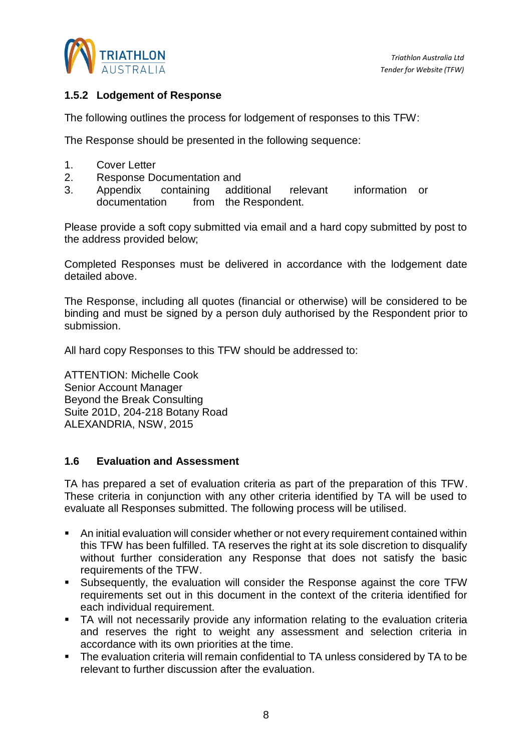### 1.5.2 Lodgement of Response

The following outlines the process for lodgement of responses to this TFW:

The Response should be presented in the following sequence:

1. Cover Letter
2. Response Documentation and
3. Appendix containing additional relevant information or documentation from the Respondent.

Please provide a soft copy submitted via email and a hard copy submitted by post to the address provided below;

Completed Responses must be delivered in accordance with the lodgement date detailed above.

The Response, including all quotes (financial or otherwise) will be considered to be binding and must be signed by a person duly authorised by the Respondent prior to submission.

All hard copy Responses to this TFW should be addressed to:

ATTENTION: Michelle Cook
Senior Account Manager
Beyond the Break Consulting
Suite 201D, 204-218 Botany Road
ALEXANDRIA, NSW, 2015

### 1.6 Evaluation and Assessment

TA has prepared a set of evaluation criteria as part of the preparation of this TFW. These criteria in conjunction with any other criteria identified by TA will be used to evaluate all Responses submitted. The following process will be utilised.

- An initial evaluation will consider whether or not every requirement contained within this TFW has been fulfilled. TA reserves the right at its sole discretion to disqualify without further consideration any Response that does not satisfy the basic requirements of the TFW.
- Subsequently, the evaluation will consider the Response against the core TFW requirements set out in this document in the context of the criteria identified for each individual requirement.
- TA will not necessarily provide any information relating to the evaluation criteria and reserves the right to weight any assessment and selection criteria in accordance with its own priorities at the time.
- The evaluation criteria will remain confidential to TA unless considered by TA to be relevant to further discussion after the evaluation.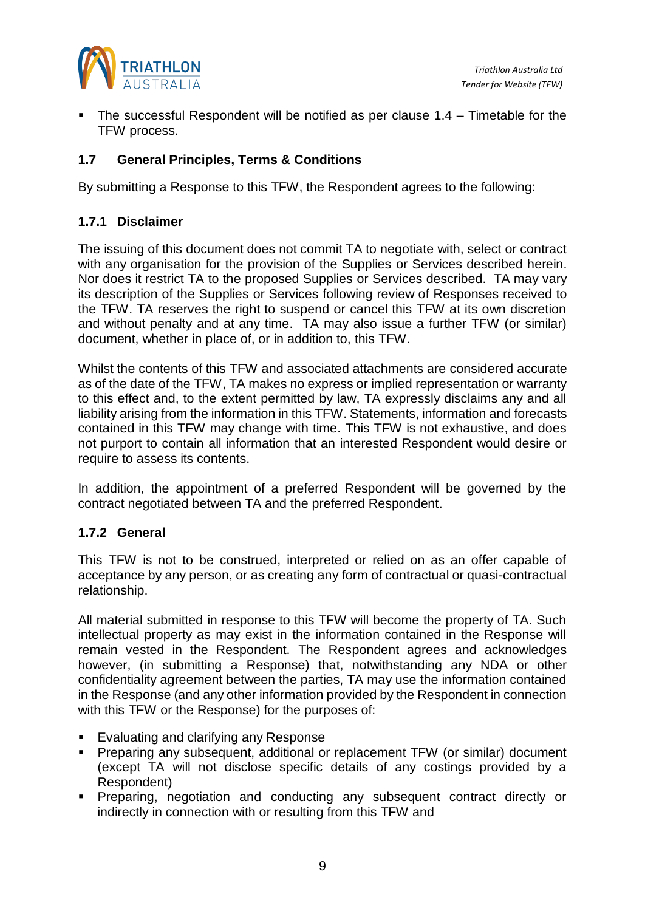- The successful Respondent will be notified as per clause 1.4 – Timetable for the TFW process.

### 1.7 General Principles, Terms & Conditions

By submitting a Response to this TFW, the Respondent agrees to the following:

#### 1.7.1 Disclaimer

The issuing of this document does not commit TA to negotiate with, select or contract with any organisation for the provision of the Supplies or Services described herein. Nor does it restrict TA to the proposed Supplies or Services described. TA may vary its description of the Supplies or Services following review of Responses received to the TFW. TA reserves the right to suspend or cancel this TFW at its own discretion and without penalty and at any time. TA may also issue a further TFW (or similar) document, whether in place of, or in addition to, this TFW.

Whilst the contents of this TFW and associated attachments are considered accurate as of the date of the TFW, TA makes no express or implied representation or warranty to this effect and, to the extent permitted by law, TA expressly disclaims any and all liability arising from the information in this TFW. Statements, information and forecasts contained in this TFW may change with time. This TFW is not exhaustive, and does not purport to contain all information that an interested Respondent would desire or require to assess its contents.

In addition, the appointment of a preferred Respondent will be governed by the contract negotiated between TA and the preferred Respondent.

#### 1.7.2 General

This TFW is not to be construed, interpreted or relied on as an offer capable of acceptance by any person, or as creating any form of contractual or quasi-contractual relationship.

All material submitted in response to this TFW will become the property of TA. Such intellectual property as may exist in the information contained in the Response will remain vested in the Respondent. The Respondent agrees and acknowledges however, (in submitting a Response) that, notwithstanding any NDA or other confidentiality agreement between the parties, TA may use the information contained in the Response (and any other information provided by the Respondent in connection with this TFW or the Response) for the purposes of:

- Evaluating and clarifying any Response
- Preparing any subsequent, additional or replacement TFW (or similar) document (except TA will not disclose specific details of any costings provided by a Respondent)
- Preparing, negotiation and conducting any subsequent contract directly or indirectly in connection with or resulting from this TFW and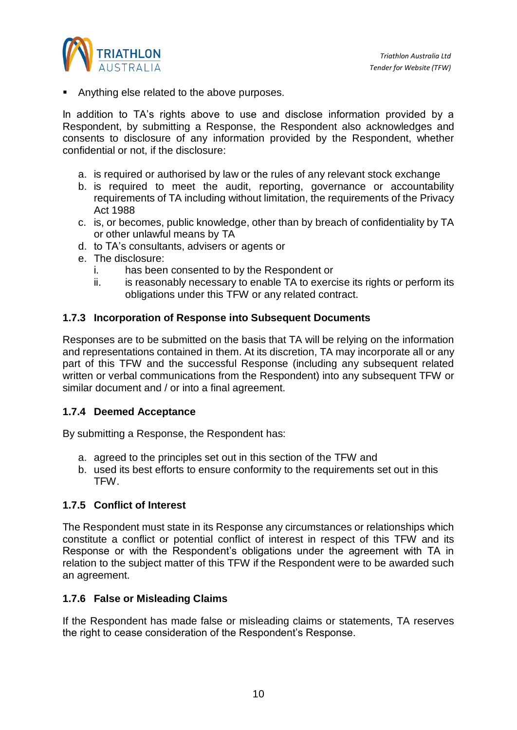- Anything else related to the above purposes.

In addition to TA's rights above to use and disclose information provided by a Respondent, by submitting a Response, the Respondent also acknowledges and consents to disclosure of any information provided by the Respondent, whether confidential or not, if the disclosure:

a. is required or authorised by law or the rules of any relevant stock exchange
b. is required to meet the audit, reporting, governance or accountability requirements of TA including without limitation, the requirements of the Privacy Act 1988
c. is, or becomes, public knowledge, other than by breach of confidentiality by TA or other unlawful means by TA
d. to TA's consultants, advisers or agents or
e. The disclosure:
   i. has been consented to by the Respondent or
   ii. is reasonably necessary to enable TA to exercise its rights or perform its obligations under this TFW or any related contract.

### 1.7.3 Incorporation of Response into Subsequent Documents

Responses are to be submitted on the basis that TA will be relying on the information and representations contained in them. At its discretion, TA may incorporate all or any part of this TFW and the successful Response (including any subsequent related written or verbal communications from the Respondent) into any subsequent TFW or similar document and / or into a final agreement.

### 1.7.4 Deemed Acceptance

By submitting a Response, the Respondent has:

a. agreed to the principles set out in this section of the TFW and
b. used its best efforts to ensure conformity to the requirements set out in this TFW.

### 1.7.5 Conflict of Interest

The Respondent must state in its Response any circumstances or relationships which constitute a conflict or potential conflict of interest in respect of this TFW and its Response or with the Respondent's obligations under the agreement with TA in relation to the subject matter of this TFW if the Respondent were to be awarded such an agreement.

### 1.7.6 False or Misleading Claims

If the Respondent has made false or misleading claims or statements, TA reserves the right to cease consideration of the Respondent's Response.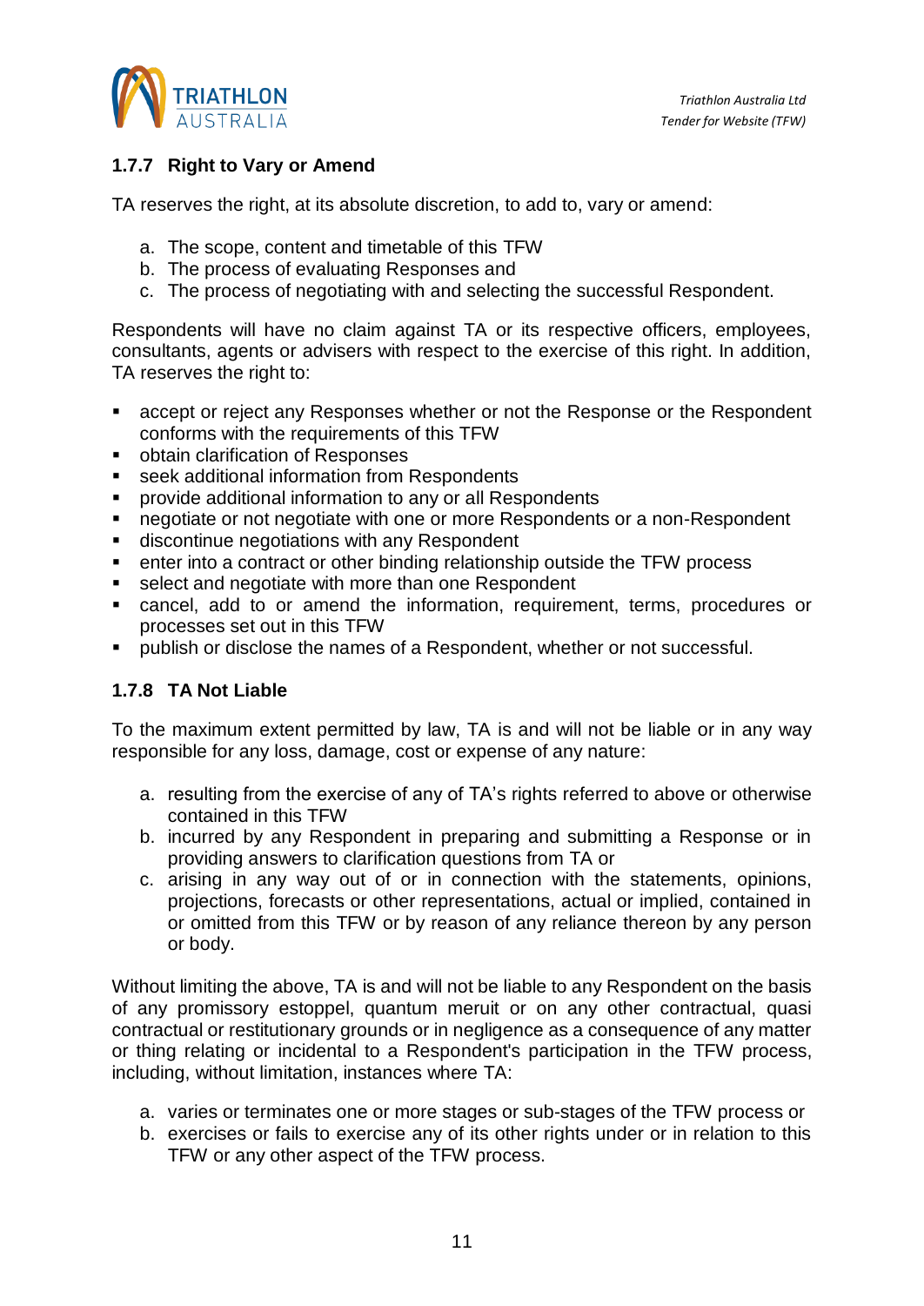### 1.7.7 Right to Vary or Amend

TA reserves the right, at its absolute discretion, to add to, vary or amend:

a. The scope, content and timetable of this TFW
b. The process of evaluating Responses and
c. The process of negotiating with and selecting the successful Respondent.

Respondents will have no claim against TA or its respective officers, employees, consultants, agents or advisers with respect to the exercise of this right. In addition, TA reserves the right to:

- accept or reject any Responses whether or not the Response or the Respondent conforms with the requirements of this TFW
- obtain clarification of Responses
- seek additional information from Respondents
- provide additional information to any or all Respondents
- negotiate or not negotiate with one or more Respondents or a non-Respondent
- discontinue negotiations with any Respondent
- enter into a contract or other binding relationship outside the TFW process
- select and negotiate with more than one Respondent
- cancel, add to or amend the information, requirement, terms, procedures or processes set out in this TFW
- publish or disclose the names of a Respondent, whether or not successful.

### 1.7.8 TA Not Liable

To the maximum extent permitted by law, TA is and will not be liable or in any way responsible for any loss, damage, cost or expense of any nature:

a. resulting from the exercise of any of TA's rights referred to above or otherwise contained in this TFW
b. incurred by any Respondent in preparing and submitting a Response or in providing answers to clarification questions from TA or
c. arising in any way out of or in connection with the statements, opinions, projections, forecasts or other representations, actual or implied, contained in or omitted from this TFW or by reason of any reliance thereon by any person or body.

Without limiting the above, TA is and will not be liable to any Respondent on the basis of any promissory estoppel, quantum meruit or on any other contractual, quasi contractual or restitutionary grounds or in negligence as a consequence of any matter or thing relating or incidental to a Respondent's participation in the TFW process, including, without limitation, instances where TA:

a. varies or terminates one or more stages or sub-stages of the TFW process or
b. exercises or fails to exercise any of its other rights under or in relation to this TFW or any other aspect of the TFW process.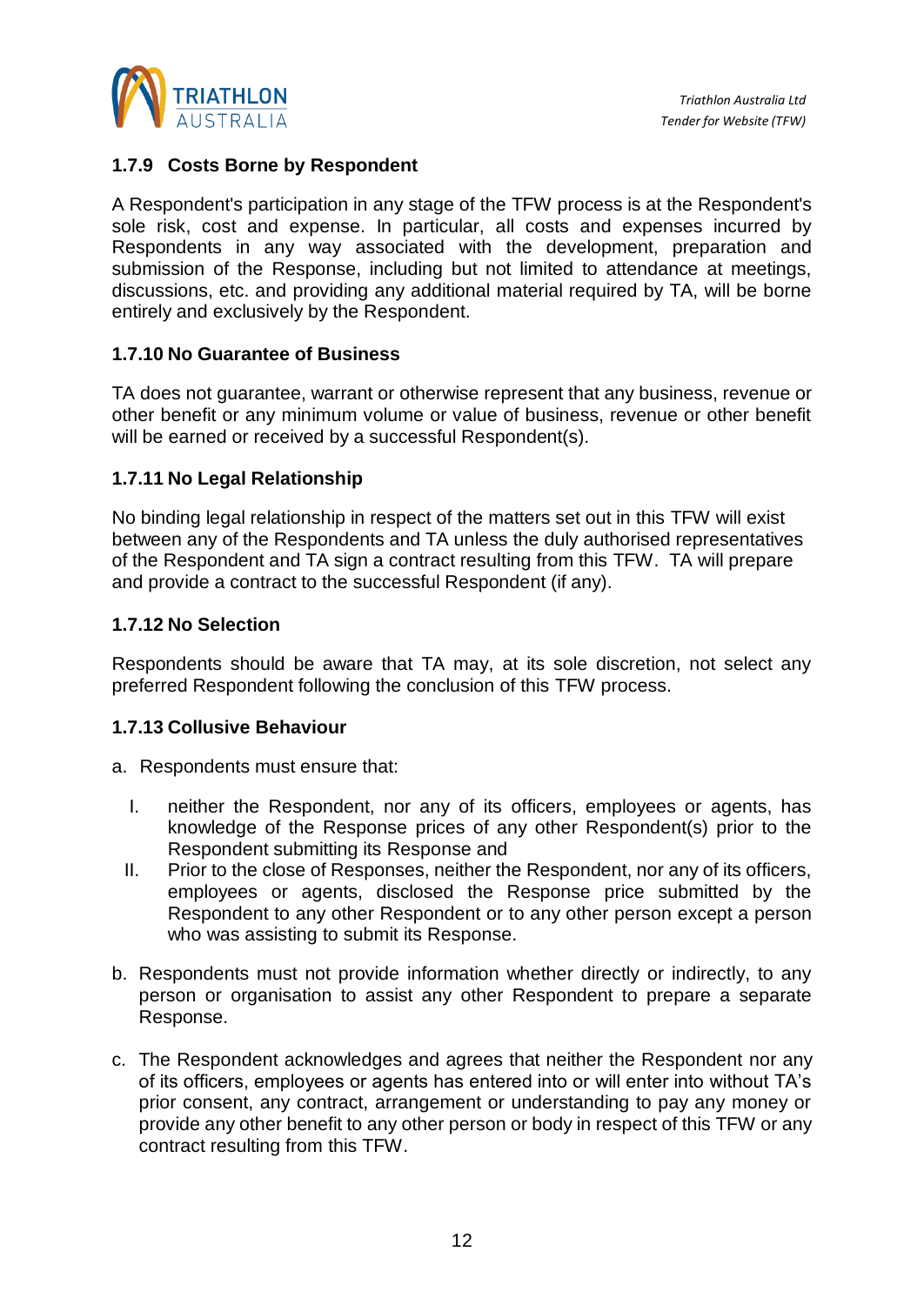### 1.7.9 Costs Borne by Respondent

A Respondent's participation in any stage of the TFW process is at the Respondent's sole risk, cost and expense. In particular, all costs and expenses incurred by Respondents in any way associated with the development, preparation and submission of the Response, including but not limited to attendance at meetings, discussions, etc. and providing any additional material required by TA, will be borne entirely and exclusively by the Respondent.

### 1.7.10 No Guarantee of Business

TA does not guarantee, warrant or otherwise represent that any business, revenue or other benefit or any minimum volume or value of business, revenue or other benefit will be earned or received by a successful Respondent(s).

### 1.7.11 No Legal Relationship

No binding legal relationship in respect of the matters set out in this TFW will exist between any of the Respondents and TA unless the duly authorised representatives of the Respondent and TA sign a contract resulting from this TFW. TA will prepare and provide a contract to the successful Respondent (if any).

### 1.7.12 No Selection

Respondents should be aware that TA may, at its sole discretion, not select any preferred Respondent following the conclusion of this TFW process.

### 1.7.13 Collusive Behaviour

a. Respondents must ensure that:

   I. neither the Respondent, nor any of its officers, employees or agents, has knowledge of the Response prices of any other Respondent(s) prior to the Respondent submitting its Response and
   
   II. Prior to the close of Responses, neither the Respondent, nor any of its officers, employees or agents, disclosed the Response price submitted by the Respondent to any other Respondent or to any other person except a person who was assisting to submit its Response.

b. Respondents must not provide information whether directly or indirectly, to any person or organisation to assist any other Respondent to prepare a separate Response.

c. The Respondent acknowledges and agrees that neither the Respondent nor any of its officers, employees or agents has entered into or will enter into without TA's prior consent, any contract, arrangement or understanding to pay any money or provide any other benefit to any other person or body in respect of this TFW or any contract resulting from this TFW.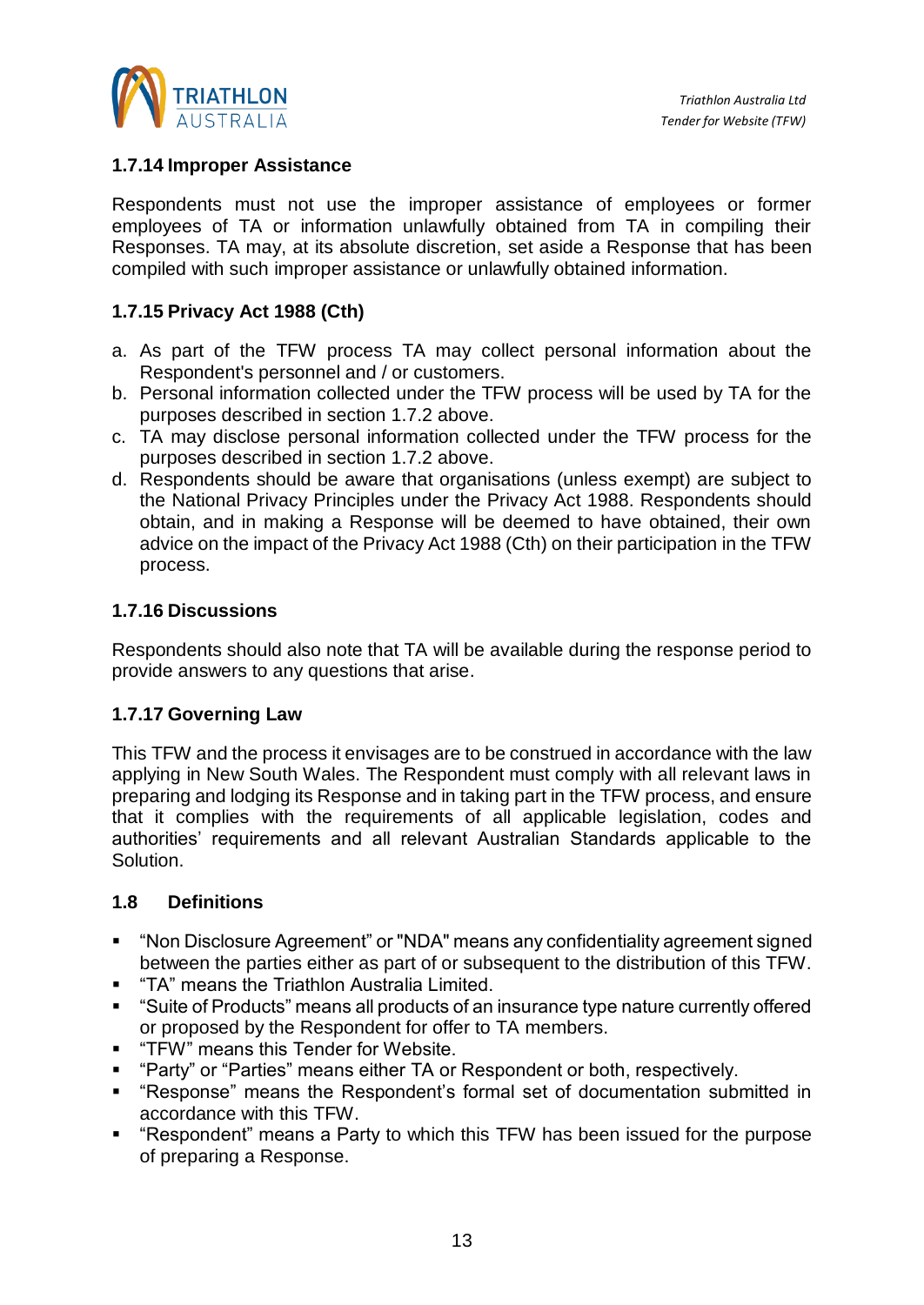### 1.7.14 Improper Assistance

Respondents must not use the improper assistance of employees or former employees of TA or information unlawfully obtained from TA in compiling their Responses. TA may, at its absolute discretion, set aside a Response that has been compiled with such improper assistance or unlawfully obtained information.

### 1.7.15 Privacy Act 1988 (Cth)

a. As part of the TFW process TA may collect personal information about the Respondent's personnel and / or customers.
b. Personal information collected under the TFW process will be used by TA for the purposes described in section 1.7.2 above.
c. TA may disclose personal information collected under the TFW process for the purposes described in section 1.7.2 above.
d. Respondents should be aware that organisations (unless exempt) are subject to the National Privacy Principles under the Privacy Act 1988. Respondents should obtain, and in making a Response will be deemed to have obtained, their own advice on the impact of the Privacy Act 1988 (Cth) on their participation in the TFW process.

### 1.7.16 Discussions

Respondents should also note that TA will be available during the response period to provide answers to any questions that arise.

### 1.7.17 Governing Law

This TFW and the process it envisages are to be construed in accordance with the law applying in New South Wales. The Respondent must comply with all relevant laws in preparing and lodging its Response and in taking part in the TFW process, and ensure that it complies with the requirements of all applicable legislation, codes and authorities' requirements and all relevant Australian Standards applicable to the Solution.

## 1.8 Definitions

- "Non Disclosure Agreement" or "NDA" means any confidentiality agreement signed between the parties either as part of or subsequent to the distribution of this TFW.
- "TA" means the Triathlon Australia Limited.
- "Suite of Products" means all products of an insurance type nature currently offered or proposed by the Respondent for offer to TA members.
- "TFW" means this Tender for Website.
- "Party" or "Parties" means either TA or Respondent or both, respectively.
- "Response" means the Respondent's formal set of documentation submitted in accordance with this TFW.
- "Respondent" means a Party to which this TFW has been issued for the purpose of preparing a Response.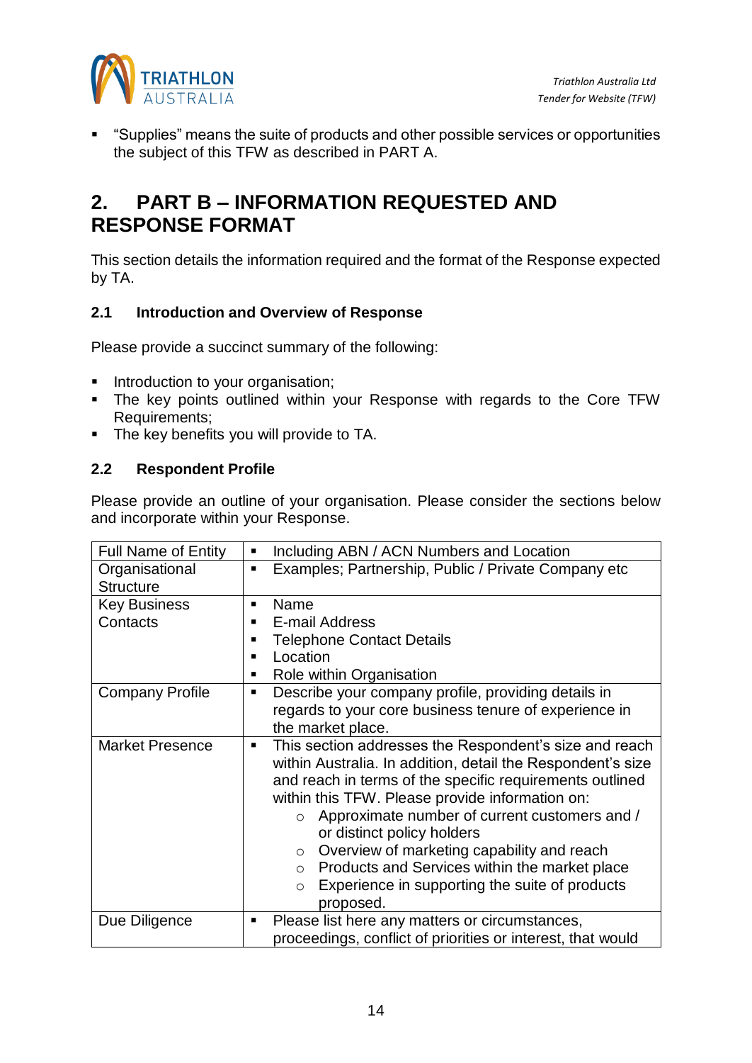- “Supplies” means the suite of products and other possible services or opportunities the subject of this TFW as described in PART A.

## 2. PART B – INFORMATION REQUESTED AND RESPONSE FORMAT

This section details the information required and the format of the Response expected by TA.

### 2.1 Introduction and Overview of Response

Please provide a succinct summary of the following:

- Introduction to your organisation;
- The key points outlined within your Response with regards to the Core TFW Requirements;
- The key benefits you will provide to TA.

### 2.2 Respondent Profile

Please provide an outline of your organisation. Please consider the sections below and incorporate within your Response.

| | |
|---|---|
| Full Name of Entity | ▪ Including ABN / ACN Numbers and Location |
| Organisational Structure | ▪ Examples; Partnership, Public / Private Company etc |
| Key Business Contacts | ▪ Name<br>▪ E-mail Address<br>▪ Telephone Contact Details<br>▪ Location<br>▪ Role within Organisation |
| Company Profile | ▪ Describe your company profile, providing details in regards to your core business tenure of experience in the market place. |
| Market Presence | ▪ This section addresses the Respondent’s size and reach within Australia. In addition, detail the Respondent’s size and reach in terms of the specific requirements outlined within this TFW. Please provide information on:<br>○ Approximate number of current customers and / or distinct policy holders<br>○ Overview of marketing capability and reach<br>○ Products and Services within the market place<br>○ Experience in supporting the suite of products proposed. |
| Due Diligence | ▪ Please list here any matters or circumstances, proceedings, conflict of priorities or interest, that would |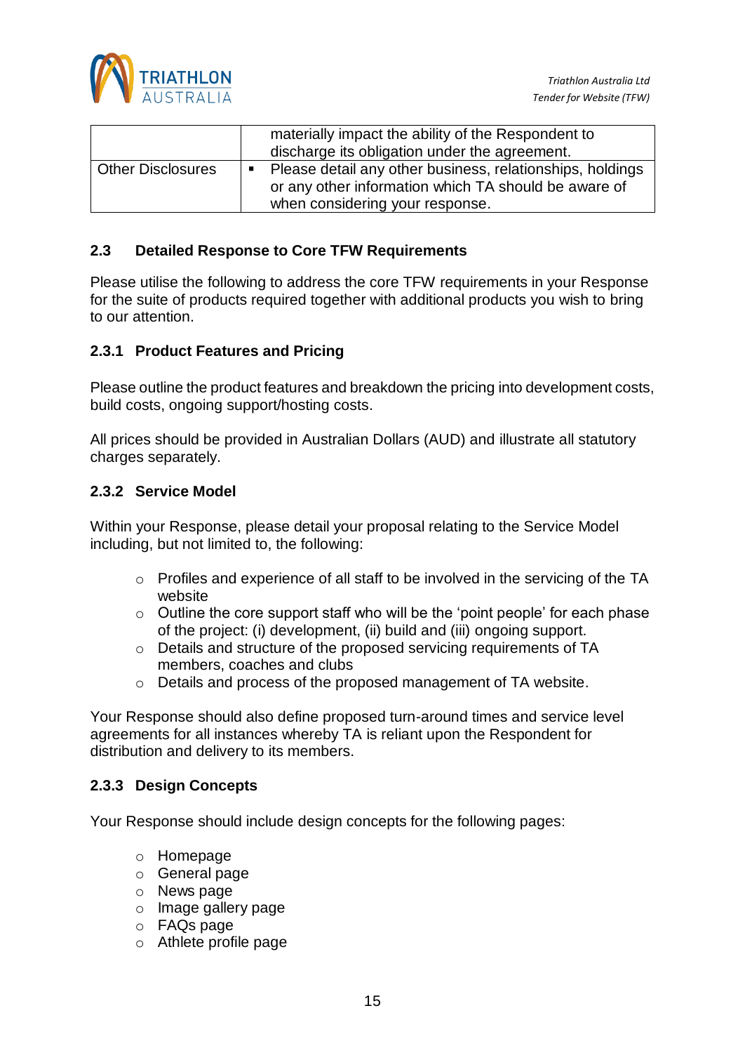| | |
|---|---|
| | materially impact the ability of the Respondent to discharge its obligation under the agreement. |
| Other Disclosures | ▪ Please detail any other business, relationships, holdings or any other information which TA should be aware of when considering your response. |

### 2.3 Detailed Response to Core TFW Requirements

Please utilise the following to address the core TFW requirements in your Response for the suite of products required together with additional products you wish to bring to our attention.

#### 2.3.1 Product Features and Pricing

Please outline the product features and breakdown the pricing into development costs, build costs, ongoing support/hosting costs.

All prices should be provided in Australian Dollars (AUD) and illustrate all statutory charges separately.

#### 2.3.2 Service Model

Within your Response, please detail your proposal relating to the Service Model including, but not limited to, the following:

- Profiles and experience of all staff to be involved in the servicing of the TA website
- Outline the core support staff who will be the 'point people' for each phase of the project: (i) development, (ii) build and (iii) ongoing support.
- Details and structure of the proposed servicing requirements of TA members, coaches and clubs
- Details and process of the proposed management of TA website.

Your Response should also define proposed turn-around times and service level agreements for all instances whereby TA is reliant upon the Respondent for distribution and delivery to its members.

#### 2.3.3 Design Concepts

Your Response should include design concepts for the following pages:

- Homepage
- General page
- News page
- Image gallery page
- FAQs page
- Athlete profile page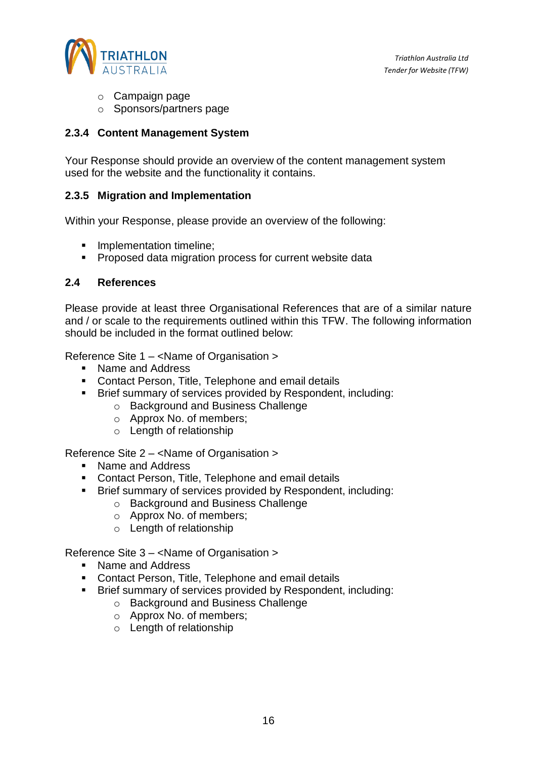- Campaign page
- Sponsors/partners page

### 2.3.4 Content Management System

Your Response should provide an overview of the content management system used for the website and the functionality it contains.

### 2.3.5 Migration and Implementation

Within your Response, please provide an overview of the following:

- Implementation timeline;
- Proposed data migration process for current website data

## 2.4 References

Please provide at least three Organisational References that are of a similar nature and / or scale to the requirements outlined within this TFW. The following information should be included in the format outlined below:

Reference Site 1 – <Name of Organisation >

- Name and Address
- Contact Person, Title, Telephone and email details
- Brief summary of services provided by Respondent, including:
  - Background and Business Challenge
  - Approx No. of members;
  - Length of relationship

Reference Site 2 – <Name of Organisation >

- Name and Address
- Contact Person, Title, Telephone and email details
- Brief summary of services provided by Respondent, including:
  - Background and Business Challenge
  - Approx No. of members;
  - Length of relationship

Reference Site 3 – <Name of Organisation >

- Name and Address
- Contact Person, Title, Telephone and email details
- Brief summary of services provided by Respondent, including:
  - Background and Business Challenge
  - Approx No. of members;
  - Length of relationship